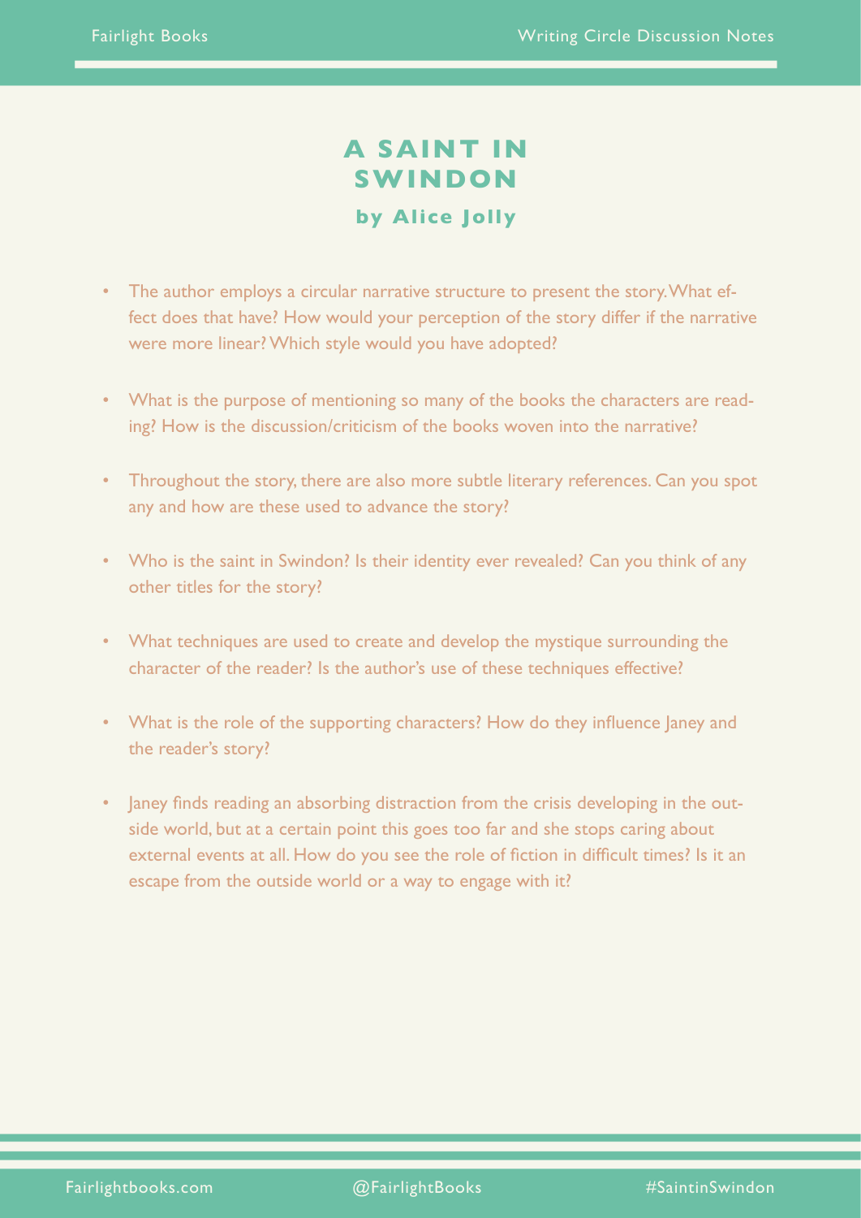# A SAINT IN SWINDON

### by Alice Jolly

- The author employs a circular narrative structure to present the story. What effect does that have? How would your perception of the story differ if the narrative were more linear? Which style would you have adopted?

- What is the purpose of mentioning so many of the books the characters are reading? How is the discussion/criticism of the books woven into the narrative?

- Throughout the story, there are also more subtle literary references. Can you spot any and how are these used to advance the story?

- Who is the saint in Swindon? Is their identity ever revealed? Can you think of any other titles for the story?

- What techniques are used to create and develop the mystique surrounding the character of the reader? Is the author's use of these techniques effective?

- What is the role of the supporting characters? How do they influence Janey and the reader's story?

- Janey finds reading an absorbing distraction from the crisis developing in the outside world, but at a certain point this goes too far and she stops caring about external events at all. How do you see the role of fiction in difficult times? Is it an escape from the outside world or a way to engage with it?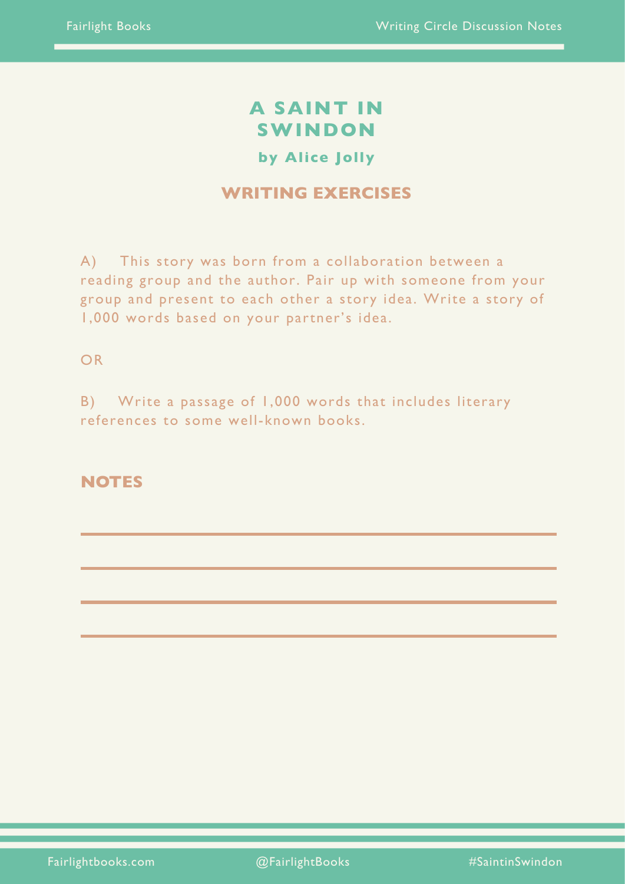# A SAINT IN SWINDON

**by Alice Jolly**

## WRITING EXERCISES

A) This story was born from a collaboration between a reading group and the author. Pair up with someone from your group and present to each other a story idea. Write a story of 1,000 words based on your partner's idea.

OR

B) Write a passage of 1,000 words that includes literary references to some well-known books.

## NOTES